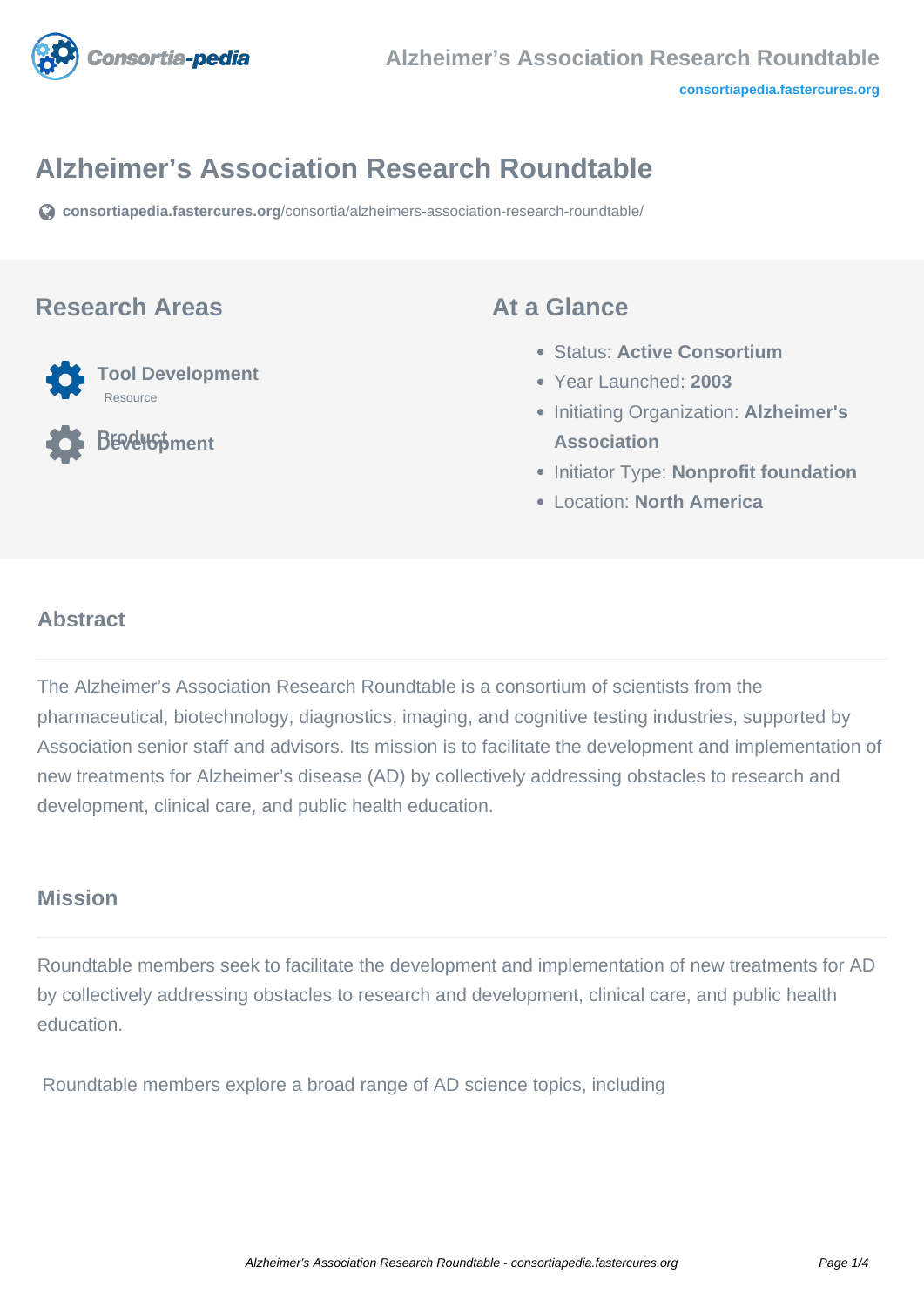# Alzheimer’s Association Research Roundtable

consortiapedia.fastercures.org/consortia/alzheimers-association-research-roundtable/

## Research Areas

- **Tool Development**
  Resource
- **Product Development**

## At a Glance

- Status: **Active Consortium**
- Year Launched: **2003**
- Initiating Organization: **Alzheimer's Association**
- Initiator Type: **Nonprofit foundation**
- Location: **North America**

## Abstract

The Alzheimer’s Association Research Roundtable is a consortium of scientists from the pharmaceutical, biotechnology, diagnostics, imaging, and cognitive testing industries, supported by Association senior staff and advisors. Its mission is to facilitate the development and implementation of new treatments for Alzheimer’s disease (AD) by collectively addressing obstacles to research and development, clinical care, and public health education.

## Mission

Roundtable members seek to facilitate the development and implementation of new treatments for AD by collectively addressing obstacles to research and development, clinical care, and public health education.

Roundtable members explore a broad range of AD science topics, including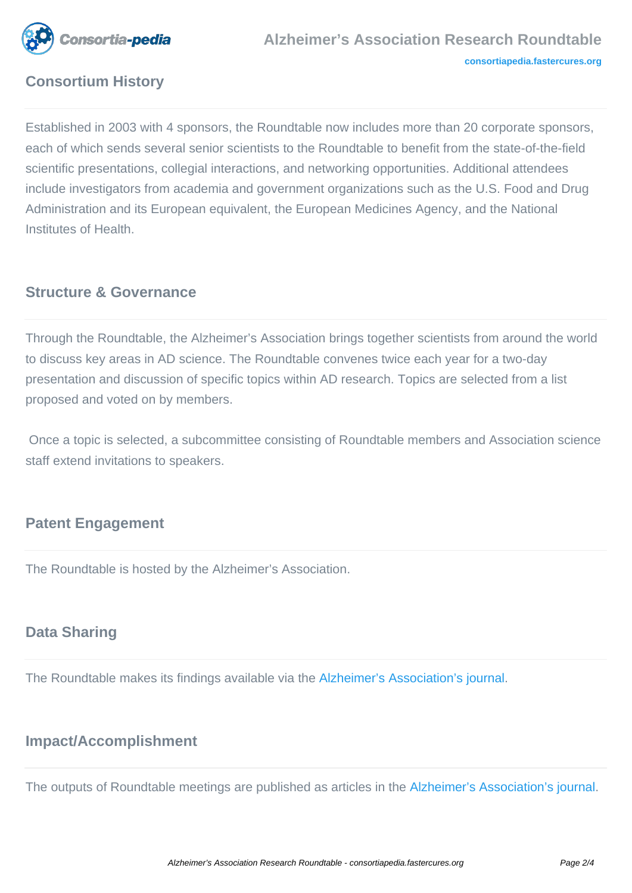## Consortium History

Established in 2003 with 4 sponsors, the Roundtable now includes more than 20 corporate sponsors, each of which sends several senior scientists to the Roundtable to benefit from the state-of-the-field scientific presentations, collegial interactions, and networking opportunities. Additional attendees include investigators from academia and government organizations such as the U.S. Food and Drug Administration and its European equivalent, the European Medicines Agency, and the National Institutes of Health.

## Structure & Governance

Through the Roundtable, the Alzheimer's Association brings together scientists from around the world to discuss key areas in AD science. The Roundtable convenes twice each year for a two-day presentation and discussion of specific topics within AD research. Topics are selected from a list proposed and voted on by members.

Once a topic is selected, a subcommittee consisting of Roundtable members and Association science staff extend invitations to speakers.

## Patent Engagement

The Roundtable is hosted by the Alzheimer's Association.

## Data Sharing

The Roundtable makes its findings available via the Alzheimer's Association's journal.

## Impact/Accomplishment

The outputs of Roundtable meetings are published as articles in the Alzheimer's Association's journal.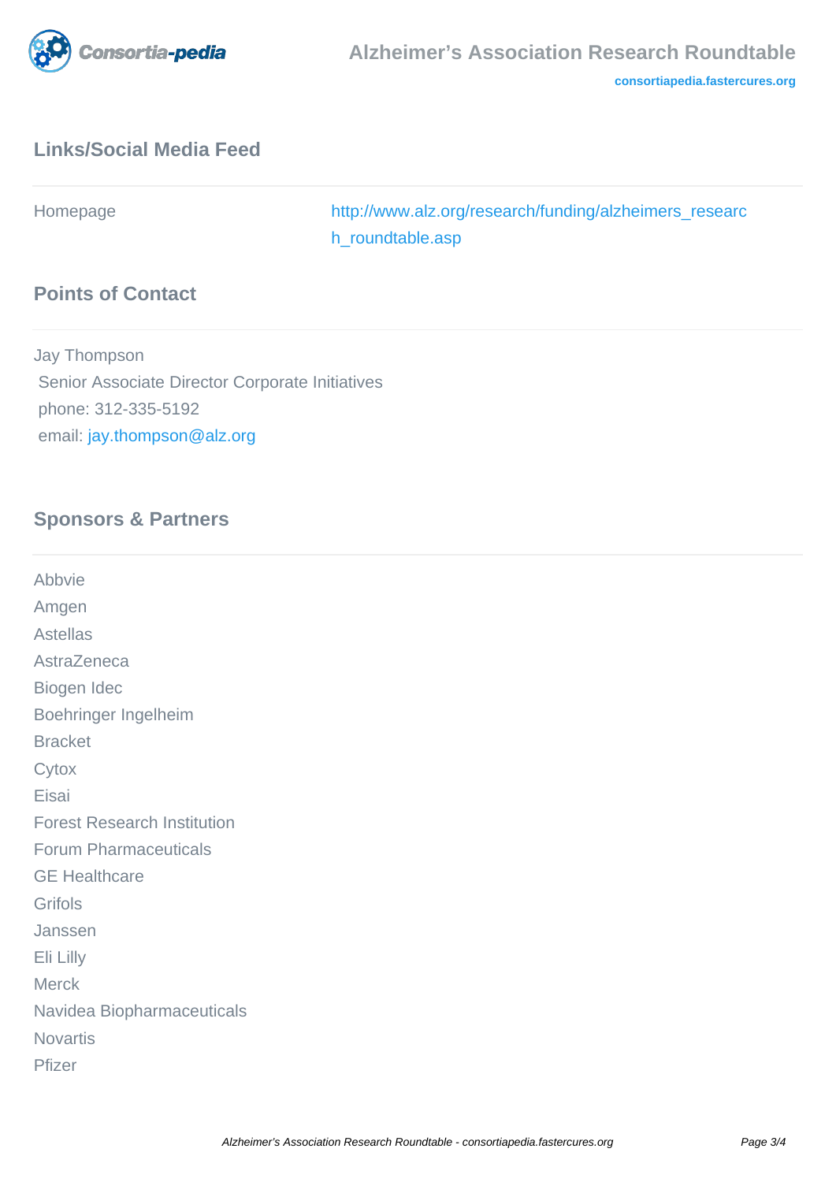## Links/Social Media Feed

| | |
|---|---|
| Homepage | http://www.alz.org/research/funding/alzheimers_research_roundtable.asp |

## Points of Contact

Jay Thompson
Senior Associate Director Corporate Initiatives
phone: 312-335-5192
email: jay.thompson@alz.org

## Sponsors & Partners

Abbvie
Amgen
Astellas
AstraZeneca
Biogen Idec
Boehringer Ingelheim
Bracket
Cytox
Eisai
Forest Research Institution
Forum Pharmaceuticals
GE Healthcare
Grifols
Janssen
Eli Lilly
Merck
Navidea Biopharmaceuticals
Novartis
Pfizer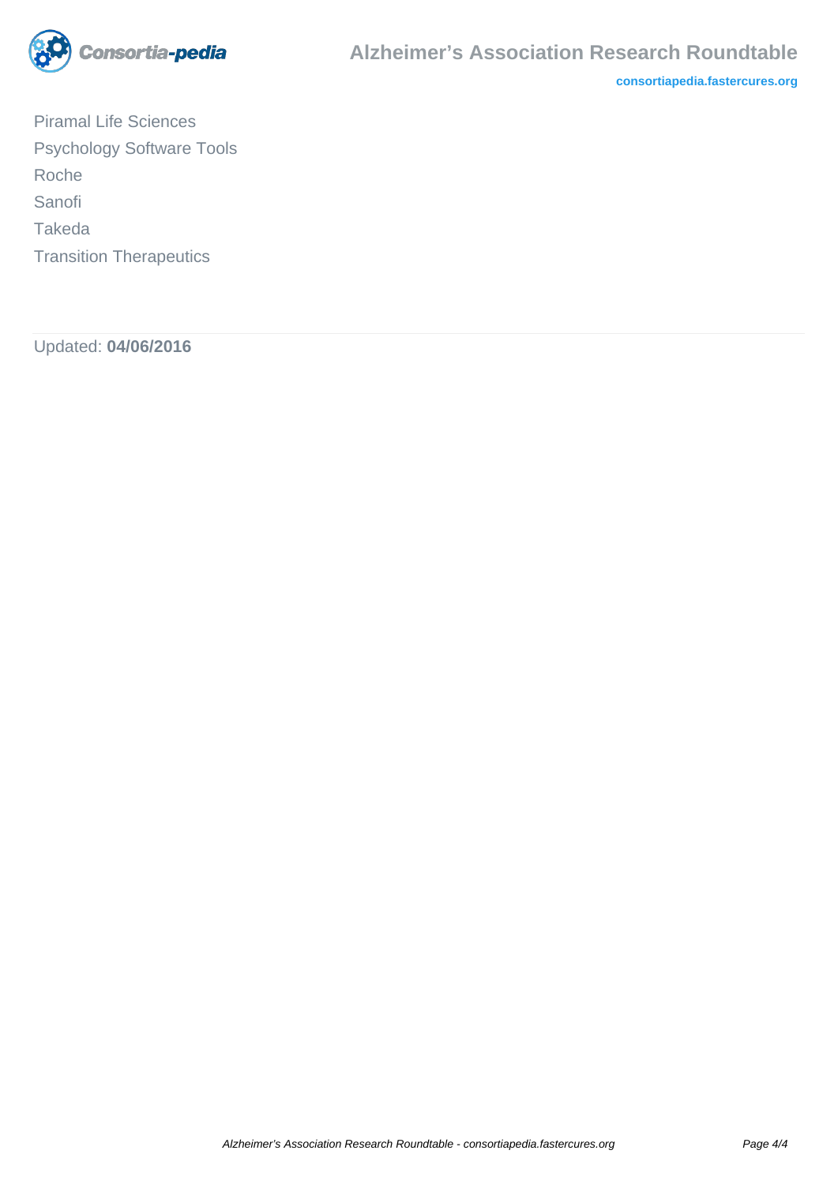Piramal Life Sciences

Psychology Software Tools

Roche

Sanofi

Takeda

Transition Therapeutics

Updated: **04/06/2016**